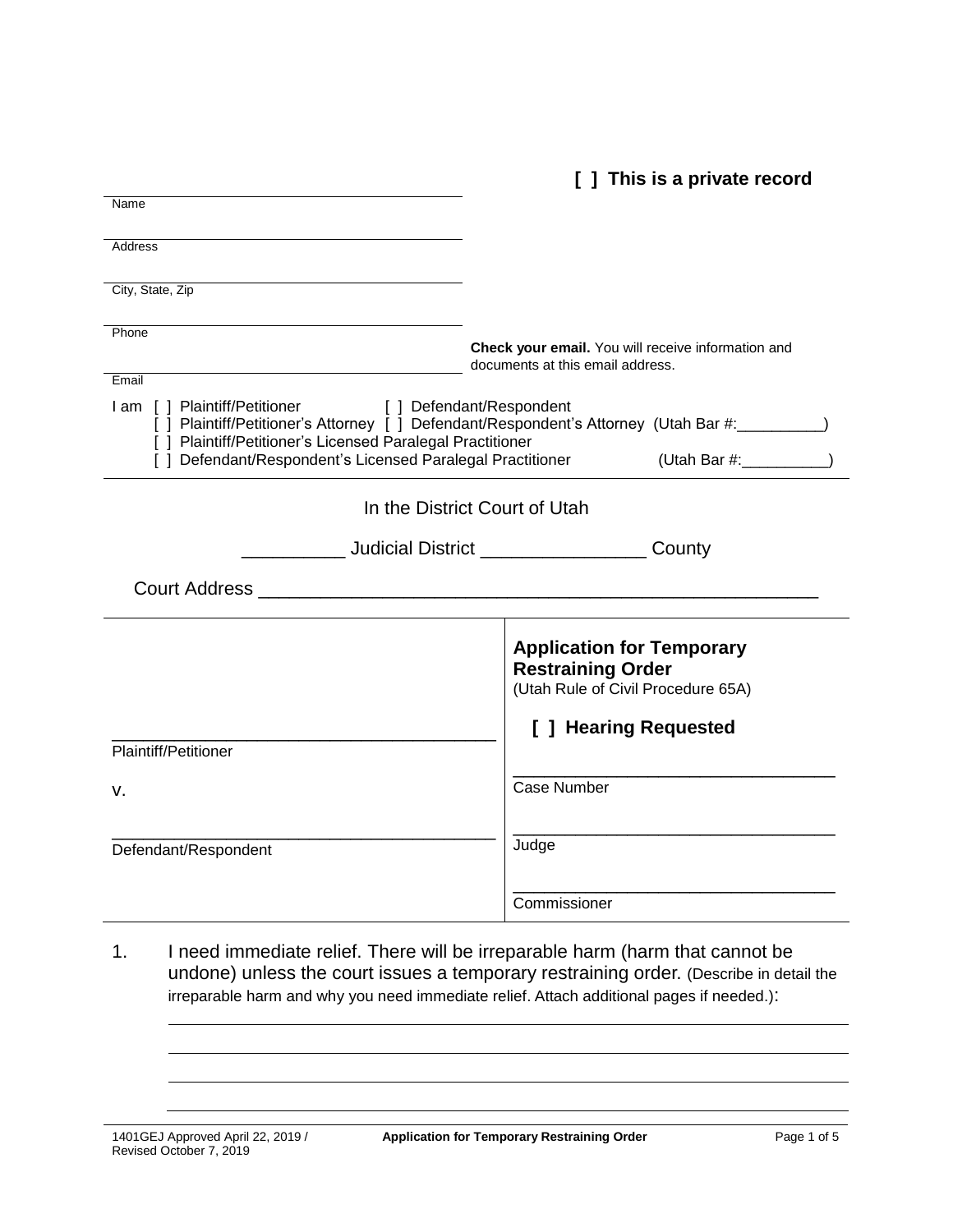**[ ] This is a private record**

_______________________________________________
Name

_______________________________________________
Address

_______________________________________________
City, State, Zip

_______________________________________________
Phone

_______________________________________________
Email

**Check your email.** You will receive information and documents at this email address.

I am [ ] Plaintiff/Petitioner [ ] Defendant/Respondent
[ ] Plaintiff/Petitioner's Attorney [ ] Defendant/Respondent's Attorney (Utah Bar #:__________)
[ ] Plaintiff/Petitioner's Licensed Paralegal Practitioner
[ ] Defendant/Respondent's Licensed Paralegal Practitioner (Utah Bar #:__________)

In the District Court of Utah

__________ Judicial District ________________ County

Court Address ______________________________________________________

| | |
|---|---|
| | **Application for Temporary Restraining Order** (Utah Rule of Civil Procedure 65A) |
| _______________________________________ Plaintiff/Petitioner | **[ ] Hearing Requested** |
| v. | _________________________________ Case Number |
| _______________________________________ Defendant/Respondent | _________________________________ Judge |
| | _________________________________ Commissioner |

1. I need immediate relief. There will be irreparable harm (harm that cannot be undone) unless the court issues a temporary restraining order. (Describe in detail the irreparable harm and why you need immediate relief. Attach additional pages if needed.):

_______________________________________________________________________________

_______________________________________________________________________________

_______________________________________________________________________________

_______________________________________________________________________________

1401GEJ Approved April 22, 2019 / Revised October 7, 2019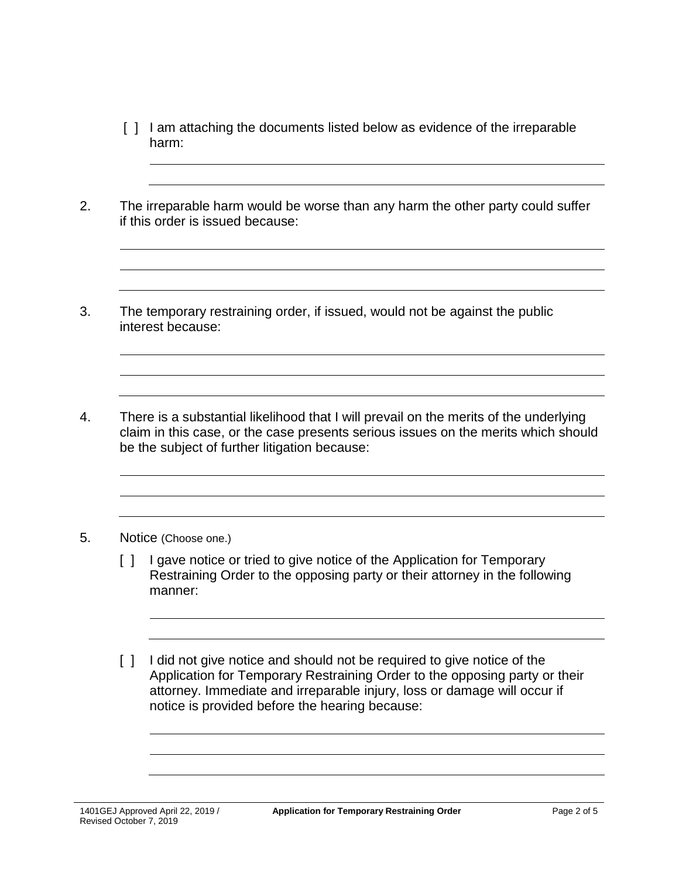[ ] I am attaching the documents listed below as evidence of the irreparable harm:

______________________________________________________________

______________________________________________________________

2. The irreparable harm would be worse than any harm the other party could suffer if this order is issued because:

______________________________________________________________

______________________________________________________________

______________________________________________________________

3. The temporary restraining order, if issued, would not be against the public interest because:

______________________________________________________________

______________________________________________________________

______________________________________________________________

4. There is a substantial likelihood that I will prevail on the merits of the underlying claim in this case, or the case presents serious issues on the merits which should be the subject of further litigation because:

______________________________________________________________

______________________________________________________________

______________________________________________________________

5. Notice (Choose one.)

[ ] I gave notice or tried to give notice of the Application for Temporary Restraining Order to the opposing party or their attorney in the following manner:

______________________________________________________________

______________________________________________________________

[ ] I did not give notice and should not be required to give notice of the Application for Temporary Restraining Order to the opposing party or their attorney. Immediate and irreparable injury, loss or damage will occur if notice is provided before the hearing because:

______________________________________________________________

______________________________________________________________

______________________________________________________________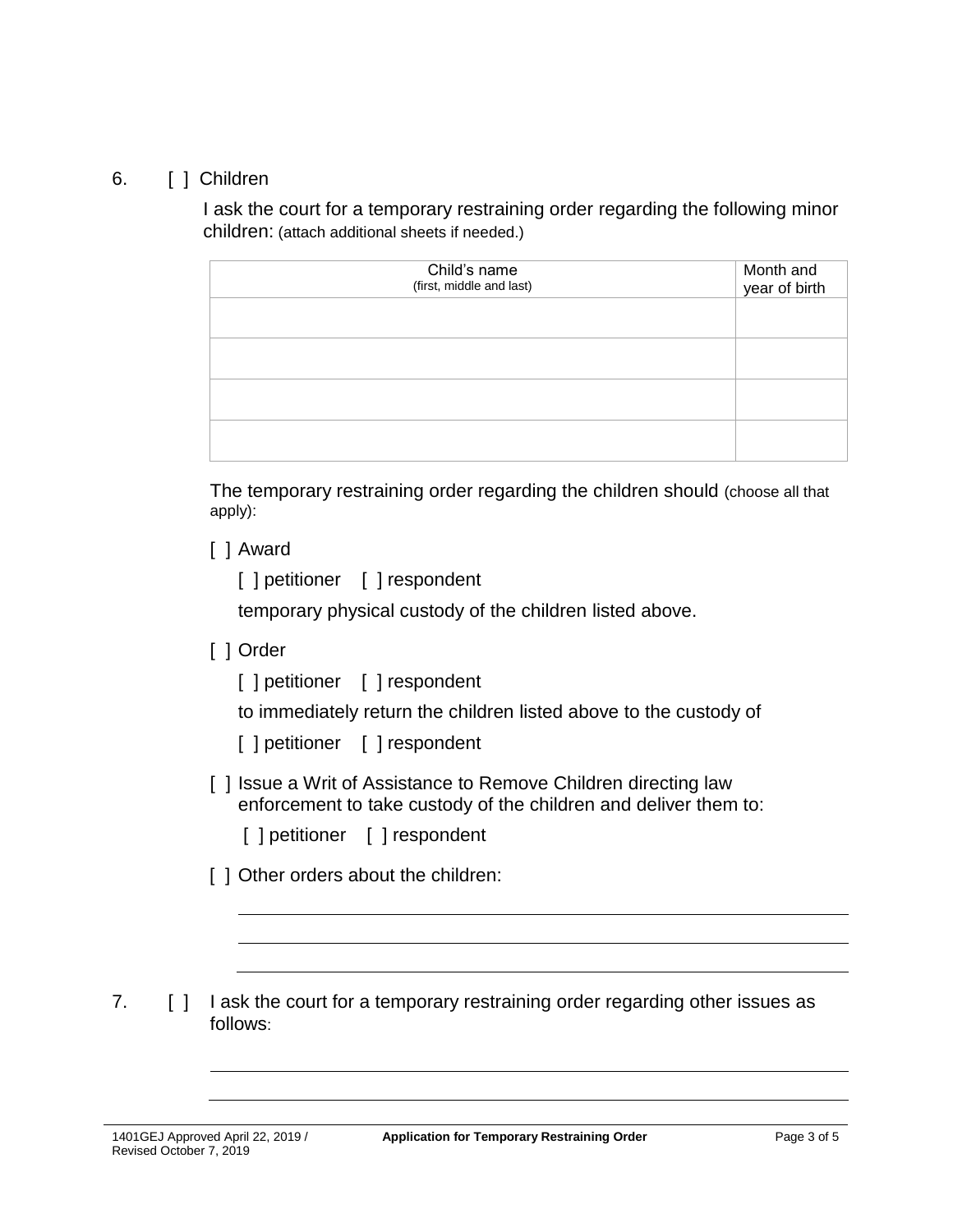6. [ ] Children

I ask the court for a temporary restraining order regarding the following minor children: (attach additional sheets if needed.)

| Child's name (first, middle and last) | Month and year of birth |
|---|---|
| | |
| | |
| | |
| | |

The temporary restraining order regarding the children should (choose all that apply):

[ ] Award

[ ] petitioner [ ] respondent

temporary physical custody of the children listed above.

[ ] Order

[ ] petitioner [ ] respondent

to immediately return the children listed above to the custody of

[ ] petitioner [ ] respondent

[ ] Issue a Writ of Assistance to Remove Children directing law enforcement to take custody of the children and deliver them to:

[ ] petitioner [ ] respondent

[ ] Other orders about the children:

_______________________________________________

_______________________________________________

_______________________________________________

7. [ ] I ask the court for a temporary restraining order regarding other issues as follows:

_______________________________________________

_______________________________________________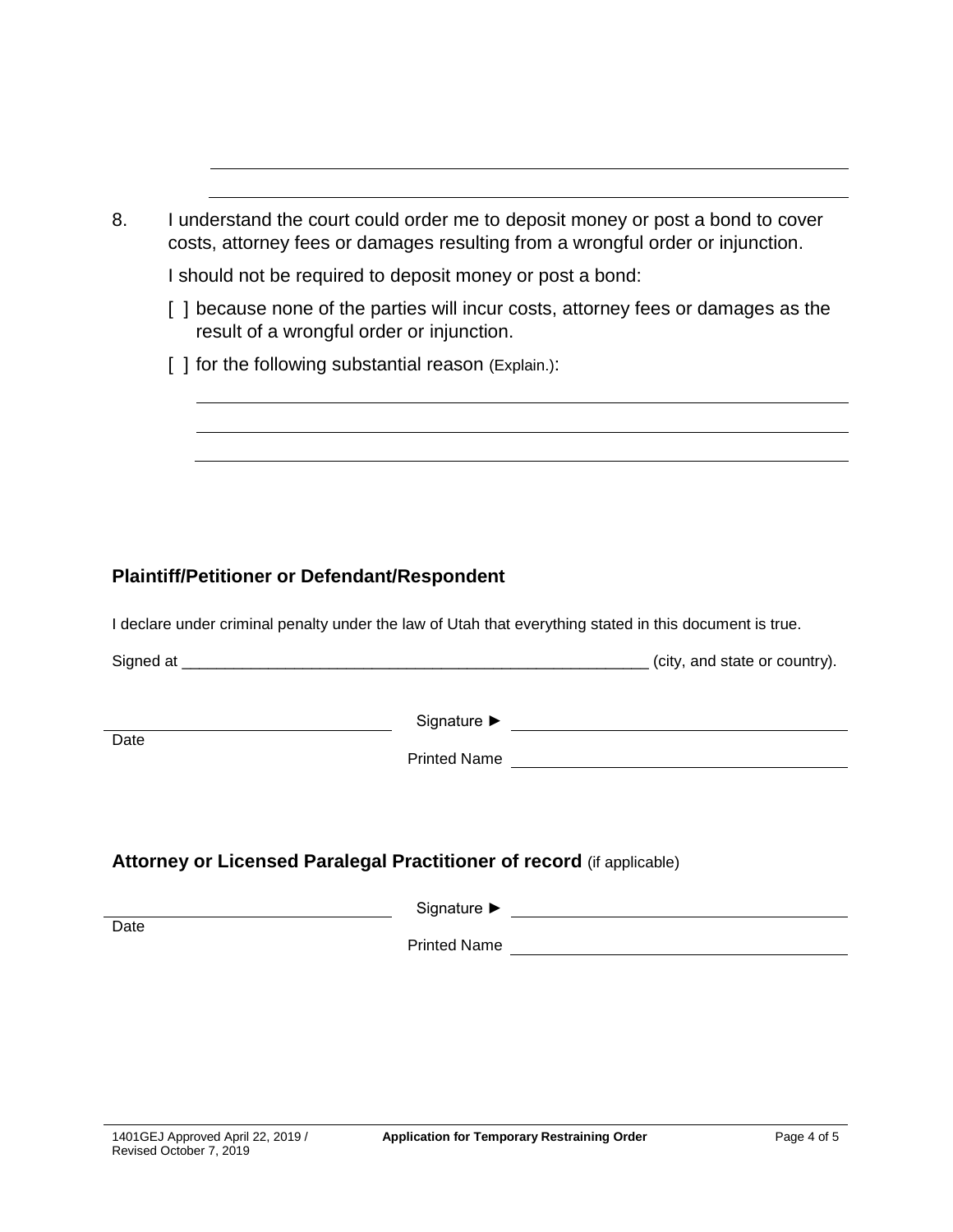8. I understand the court could order me to deposit money or post a bond to cover costs, attorney fees or damages resulting from a wrongful order or injunction.

   I should not be required to deposit money or post a bond:

   [ ] because none of the parties will incur costs, attorney fees or damages as the result of a wrongful order or injunction.

   [ ] for the following substantial reason (Explain.):

**Plaintiff/Petitioner or Defendant/Respondent**

I declare under criminal penalty under the law of Utah that everything stated in this document is true.

Signed at ______________________________________________________ (city, and state or country).

Date ____________________ Signature ► ____________________

Printed Name ____________________

**Attorney or Licensed Paralegal Practitioner of record** (if applicable)

Date ____________________ Signature ► ____________________

Printed Name ____________________

1401GEJ Approved April 22, 2019 / Revised October 7, 2019 **Application for Temporary Restraining Order**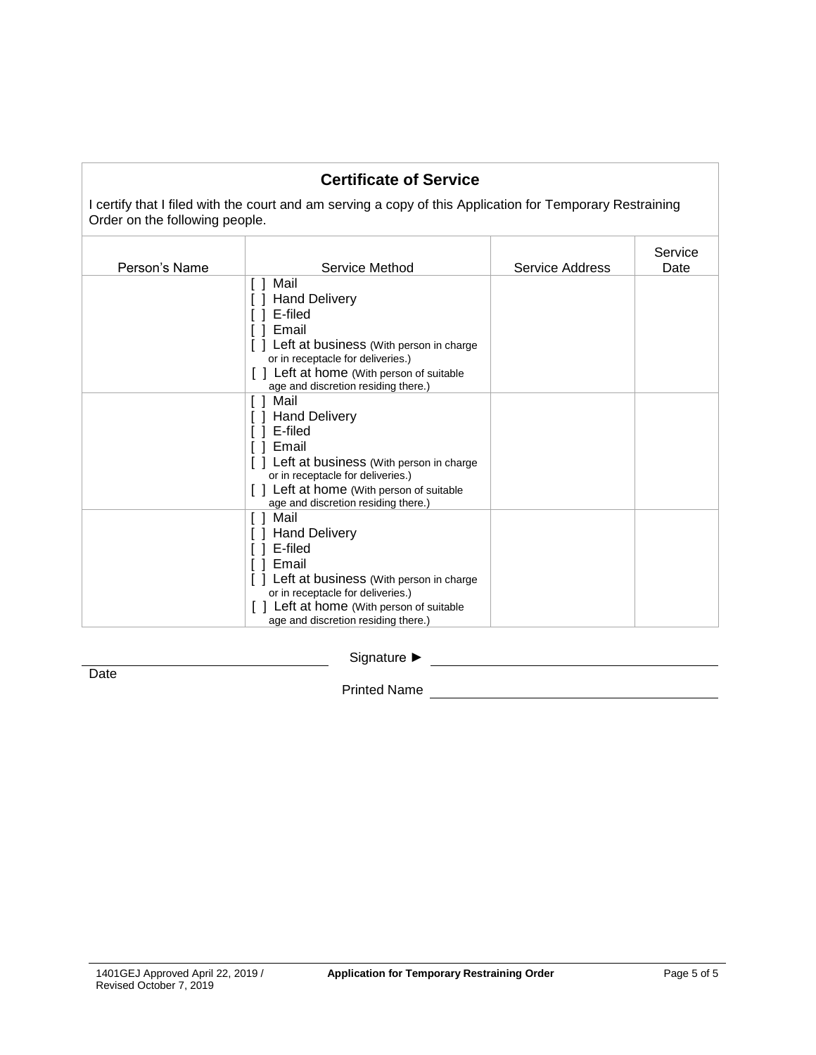## Certificate of Service

I certify that I filed with the court and am serving a copy of this Application for Temporary Restraining Order on the following people.

| Person's Name | Service Method | Service Address | Service Date |
|---|---|---|---|
| | [ ] Mail<br>[ ] Hand Delivery<br>[ ] E-filed<br>[ ] Email<br>[ ] Left at business (With person in charge or in receptacle for deliveries.)<br>[ ] Left at home (With person of suitable age and discretion residing there.) | | |
| | [ ] Mail<br>[ ] Hand Delivery<br>[ ] E-filed<br>[ ] Email<br>[ ] Left at business (With person in charge or in receptacle for deliveries.)<br>[ ] Left at home (With person of suitable age and discretion residing there.) | | |
| | [ ] Mail<br>[ ] Hand Delivery<br>[ ] E-filed<br>[ ] Email<br>[ ] Left at business (With person in charge or in receptacle for deliveries.)<br>[ ] Left at home (With person of suitable age and discretion residing there.) | | |

Date ____________________

Signature ► ____________________

Printed Name ____________________

1401GEJ Approved April 22, 2019 / Revised October 7, 2019

**Application for Temporary Restraining Order**